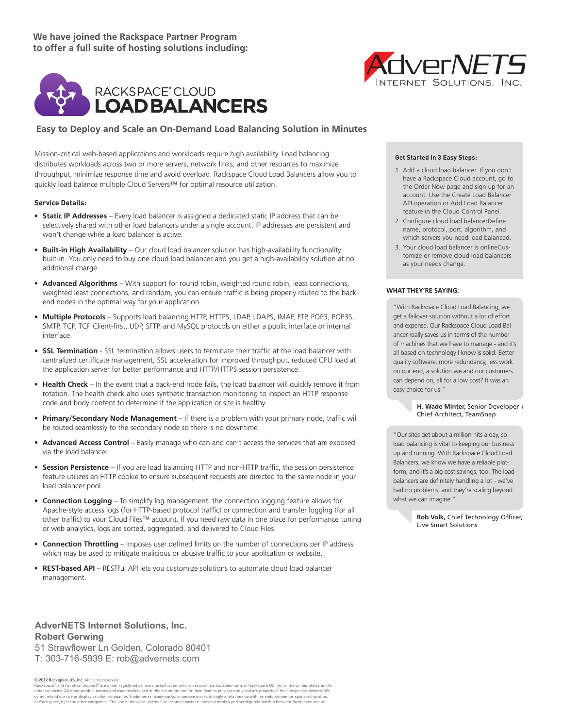We have joined the Rackspace Partner Program
to offer a full suite of hosting solutions including:

AdverNETS
Internet Solutions, Inc.

# RACKSPACE® CLOUD LOAD BALANCERS

## Easy to Deploy and Scale an On-Demand Load Balancing Solution in Minutes

Mission-critical web-based applications and workloads require high availability. Load balancing distributes workloads across two or more servers, network links, and other resources to maximize throughput, minimize response time and avoid overload. Rackspace Cloud Load Balancers allow you to quickly load balance multiple Cloud Servers™ for optimal resource utilization.

**Service Details:**

- **Static IP Addresses** – Every load balancer is assigned a dedicated static IP address that can be selectively shared with other load balancers under a single account. IP addresses are persistent and won't change while a load balancer is active.
- **Built-in High Availability** – Our cloud load balancer solution has high-availability functionality built-in. You only need to buy one cloud load balancer and you get a high-availability solution at no additional charge.
- **Advanced Algorithms** – With support for round robin, weighted round robin, least connections, weighted least connections, and random, you can ensure traffic is being properly routed to the back-end nodes in the optimal way for your application.
- **Multiple Protocols** – Supports load balancing HTTP, HTTPS, LDAP, LDAPS, IMAP, FTP, POP3, POP3S, SMTP, TCP, TCP Client-first, UDP, SFTP, and MySQL protocols on either a public interface or internal interface.
- **SSL Termination** - SSL termination allows users to terminate their traffic at the load balancer with centralized certificate management, SSL acceleration for improved throughput, reduced CPU load at the application server for better performance and HTTP/HTTPS session persistence.
- **Health Check** – In the event that a back-end node fails, the load balancer will quickly remove it from rotation. The health check also uses synthetic transaction monitoring to inspect an HTTP response code and body content to determine if the application or site is healthy.
- **Primary/Secondary Node Management** – If there is a problem with your primary node, traffic will be routed seamlessly to the secondary node so there is no downtime.
- **Advanced Access Control** – Easily manage who can and can't access the services that are exposed via the load balancer.
- **Session Persistence** – If you are load balancing HTTP and non-HTTP traffic, the session persistence feature utilizes an HTTP cookie to ensure subsequent requests are directed to the same node in your load balancer pool.
- **Connection Logging** – To simplify log management, the connection logging feature allows for Apache-style access logs (for HTTP-based protocol traffic) or connection and transfer logging (for all other traffic) to your Cloud Files™ account. If you need raw data in one place for performance tuning or web analytics, logs are sorted, aggregated, and delivered to Cloud Files.
- **Connection Throttling** – Imposes user defined limits on the number of connections per IP address which may be used to mitigate malicious or abusive traffic to your application or website.
- **REST-based API** – RESTful API lets you customize solutions to automate cloud load balancer management.

**Get Started in 3 Easy Steps:**

1. Add a cloud load balancer. If you don't have a Rackspace Cloud account, go to the Order Now page and sign up for an account. Use the Create Load Balancer API operation or Add Load Balancer feature in the Cloud Control Panel.
2. Configure cloud load balancerDefine name, protocol, port, algorithm, and which servers you need load balanced.
3. Your cloud load balancer is onlineCustomize or remove cloud load balancers as your needs change.

**WHAT THEY'RE SAYING:**

"With Rackspace Cloud Load Balancing, we get a failover solution without a lot of effort and expense. Our Rackspace Cloud Load Balancer really saves us in terms of the number of machines that we have to manage - and it's all based on technology I know is solid. Better quality software, more redundancy, less work on our end, a solution we and our customers can depend on, all for a low cost? It was an easy choice for us."

**H. Wade Minter,** Senior Developer + Chief Architect, TeamSnap

"Our sites get about a million hits a day, so load balancing is vital to keeping our business up and running. With Rackspace Cloud Load Balancers, we know we have a reliable platform, and it's a big cost savings, too. The load balancers are definitely handling a lot - we've had no problems, and they're scaling beyond what we can imagine."

**Rob Volk,** Chief Technology Officer, Live Smart Solutions

**AdverNETS Internet Solutions, Inc.**
**Robert Gerwing**
51 Strawflower Ln Golden, Colorado 80401
T: 303-716-5939 E: rob@advernets.com

**© 2012 Rackspace US, Inc.** All rights reserved.
Rackspace® and Fanatical Support® are either registered service marks/trademarks or services marks/trademarks of Rackspace US, Inc. in the United States and/or other countries. All other product names and trademarks used in this document are for identification purposes only and are property of their respective owners. We do not intend our use or display or other companies' tradenames, trademarks, or service marks to imply a relationship with, or endorsement or sponsorship of us, or Rackspace, by these other companies. The use of the word 'partner' or 'channel partner' does not imply a partnership relationship between Rackspace and us.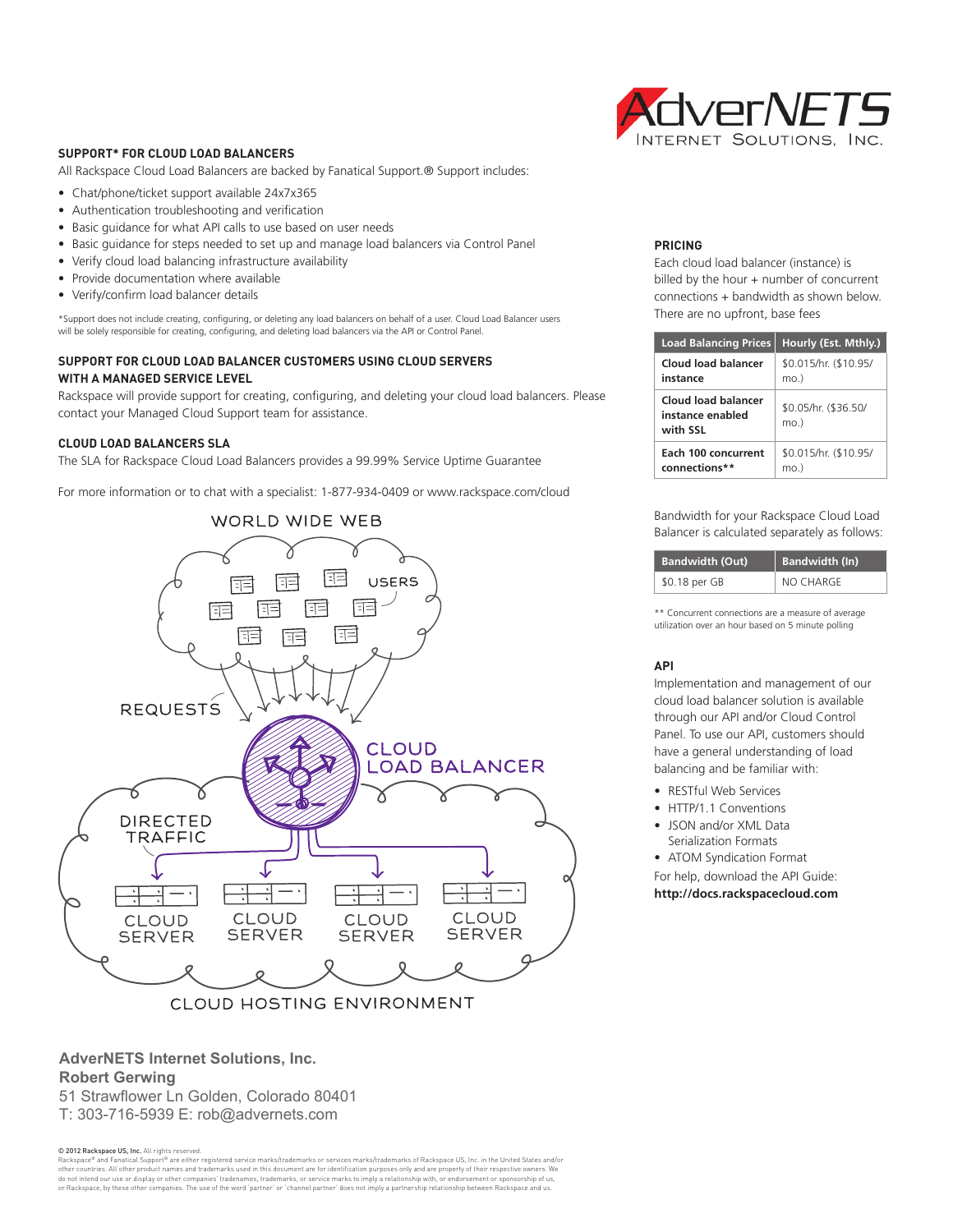AdverNETS Internet Solutions, Inc.

### SUPPORT* FOR CLOUD LOAD BALANCERS

All Rackspace Cloud Load Balancers are backed by Fanatical Support.® Support includes:

- Chat/phone/ticket support available 24x7x365
- Authentication troubleshooting and verification
- Basic guidance for what API calls to use based on user needs
- Basic guidance for steps needed to set up and manage load balancers via Control Panel
- Verify cloud load balancing infrastructure availability
- Provide documentation where available
- Verify/confirm load balancer details

*Support does not include creating, configuring, or deleting any load balancers on behalf of a user. Cloud Load Balancer users will be solely responsible for creating, configuring, and deleting load balancers via the API or Control Panel.

### SUPPORT FOR CLOUD LOAD BALANCER CUSTOMERS USING CLOUD SERVERS WITH A MANAGED SERVICE LEVEL

Rackspace will provide support for creating, configuring, and deleting your cloud load balancers. Please contact your Managed Cloud Support team for assistance.

### CLOUD LOAD BALANCERS SLA

The SLA for Rackspace Cloud Load Balancers provides a 99.99% Service Uptime Guarantee

For more information or to chat with a specialist: 1-877-934-0409 or www.rackspace.com/cloud

WORLD WIDE WEB

USERS

REQUESTS

CLOUD LOAD BALANCER

DIRECTED TRAFFIC

CLOUD SERVER

CLOUD SERVER

CLOUD SERVER

CLOUD SERVER

CLOUD HOSTING ENVIRONMENT

### PRICING

Each cloud load balancer (instance) is billed by the hour + number of concurrent connections + bandwidth as shown below. There are no upfront, base fees

| Load Balancing Prices | Hourly (Est. Mthly.) |
|---|---|
| **Cloud load balancer instance** | $0.015/hr. ($10.95/ mo.) |
| **Cloud load balancer instance enabled with SSL** | $0.05/hr. ($36.50/ mo.) |
| **Each 100 concurrent connections**** | $0.015/hr. ($10.95/ mo.) |

Bandwidth for your Rackspace Cloud Load Balancer is calculated separately as follows:

| Bandwidth (Out) | Bandwidth (In) |
|---|---|
| $0.18 per GB | NO CHARGE |

** Concurrent connections are a measure of average utilization over an hour based on 5 minute polling

### API

Implementation and management of our cloud load balancer solution is available through our API and/or Cloud Control Panel. To use our API, customers should have a general understanding of load balancing and be familiar with:

- RESTful Web Services
- HTTP/1.1 Conventions
- JSON and/or XML Data Serialization Formats
- ATOM Syndication Format

For help, download the API Guide:
**http://docs.rackspacecloud.com**

**AdverNETS Internet Solutions, Inc.**
**Robert Gerwing**
51 Strawflower Ln Golden, Colorado 80401
T: 303-716-5939 E: rob@advernets.com

**© 2012 Rackspace US, Inc.** All rights reserved.
Rackspace® and Fanatical Support® are either registered service marks/trademarks or services marks/trademarks of Rackspace US, Inc. in the United States and/or other countries. All other product names and trademarks used in this document are for identification purposes only and are property of their respective owners. We do not intend our use or display or other companies' tradenames, trademarks, or service marks to imply a relationship with, or endorsement or sponsorship of us, or Rackspace, by these other companies. The use of the word 'partner' or 'channel partner' does not imply a partnership relationship between Rackspace and us.